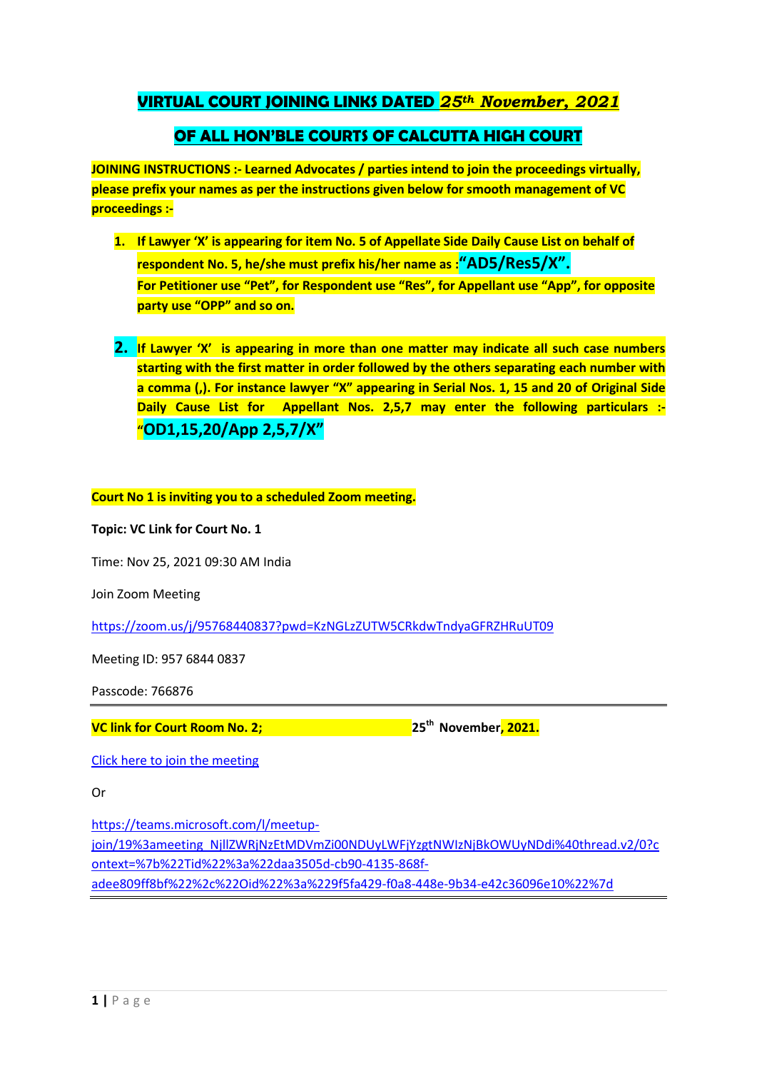# VIRTUAL COURT JOINING LINKS DATED *25th November, 2021*

## OF ALL HON'BLE COURTS OF CALCUTTA HIGH COURT

**JOINING INSTRUCTIONS :- Learned Advocates / parties intend to join the proceedings virtually, please prefix your names as per the instructions given below for smooth management of VC proceedings :-**

1. **If Lawyer 'X' is appearing for item No. 5 of Appellate Side Daily Cause List on behalf of respondent No. 5, he/she must prefix his/her name as :"AD5/Res5/X". For Petitioner use "Pet", for Respondent use "Res", for Appellant use "App", for opposite party use "OPP" and so on.**

2. **If Lawyer 'X' is appearing in more than one matter may indicate all such case numbers starting with the first matter in order followed by the others separating each number with a comma (,). For instance lawyer "X" appearing in Serial Nos. 1, 15 and 20 of Original Side Daily Cause List for Appellant Nos. 2,5,7 may enter the following particulars :- "OD1,15,20/App 2,5,7/X"**

**Court No 1 is inviting you to a scheduled Zoom meeting.**

**Topic: VC Link for Court No. 1**

Time: Nov 25, 2021 09:30 AM India

Join Zoom Meeting

https://zoom.us/j/95768440837?pwd=KzNGLzZUTW5CRkdwTndyaGFRZHRuUT09

Meeting ID: 957 6844 0837

Passcode: 766876

---

**VC link for Court Room No. 2;** **25th November, 2021.**

Click here to join the meeting

Or

https://teams.microsoft.com/l/meetup-join/19%3ameeting_NjllZWRjNzEtMDVmZi00NDUyLWFjYzgtNWIzNjBkOWUyNDdi%40thread.v2/0?context=%7b%22Tid%22%3a%22daa3505d-cb90-4135-868f-adee809ff8bf%22%2c%22Oid%22%3a%229f5fa429-f0a8-448e-9b34-e42c36096e10%22%7d

---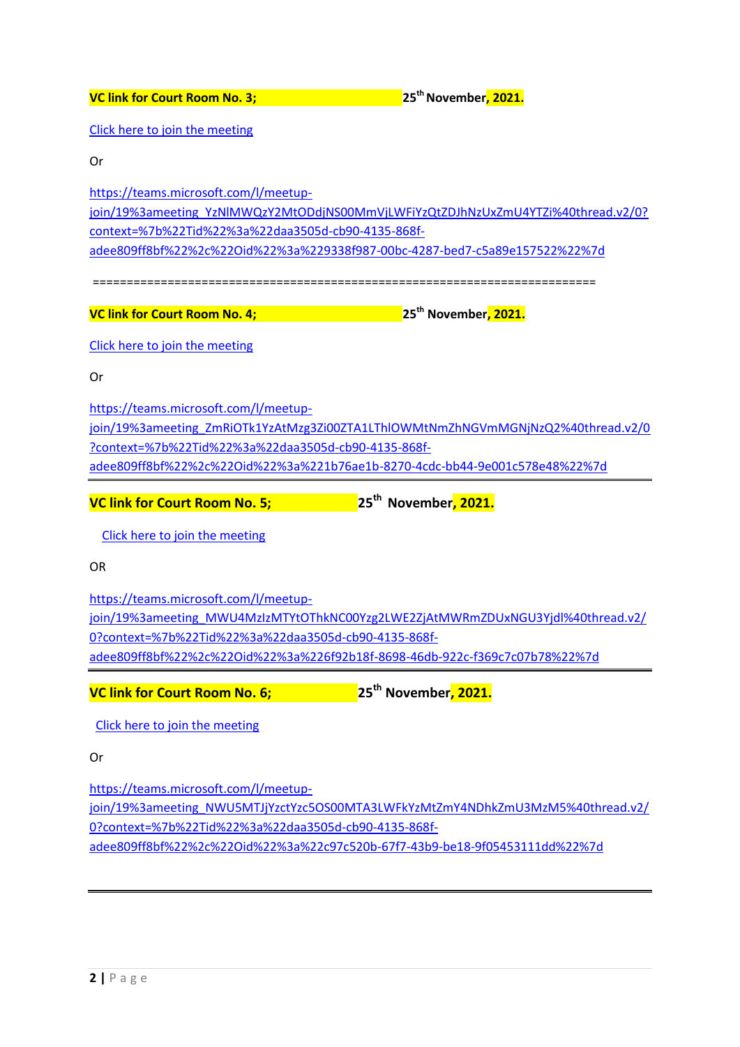**VC link for Court Room No. 3; 25th November, 2021.**

Click here to join the meeting

Or

https://teams.microsoft.com/l/meetup-join/19%3ameeting_YzNlMWQzY2MtODdjNS00MmVjLWFiYzQtZDJhNzUxZmU4YTZi%40thread.v2/0?context=%7b%22Tid%22%3a%22daa3505d-cb90-4135-868f-adee809ff8bf%22%2c%22Oid%22%3a%229338f987-00bc-4287-bed7-c5a89e157522%22%7d

===========================================================================

**VC link for Court Room No. 4; 25th November, 2021.**

Click here to join the meeting

Or

https://teams.microsoft.com/l/meetup-join/19%3ameeting_ZmRiOTk1YzAtMzg3Zi00ZTA1LThlOWMtNmZhNGVmMGNjNzQ2%40thread.v2/0?context=%7b%22Tid%22%3a%22daa3505d-cb90-4135-868f-adee809ff8bf%22%2c%22Oid%22%3a%221b76ae1b-8270-4cdc-bb44-9e001c578e48%22%7d

---

**VC link for Court Room No. 5; 25th November, 2021.**

Click here to join the meeting

OR

https://teams.microsoft.com/l/meetup-join/19%3ameeting_MWU4MzIzMTYtOThkNC00Yzg2LWE2ZjAtMWRmZDUxNGU3Yjdl%40thread.v2/0?context=%7b%22Tid%22%3a%22daa3505d-cb90-4135-868f-adee809ff8bf%22%2c%22Oid%22%3a%226f92b18f-8698-46db-922c-f369c7c07b78%22%7d

---

**VC link for Court Room No. 6; 25th November, 2021.**

Click here to join the meeting

Or

https://teams.microsoft.com/l/meetup-join/19%3ameeting_NWU5MTJjYzctYzc5OS00MTA3LWFkYzMtZmY4NDhkZmU3MzM5%40thread.v2/0?context=%7b%22Tid%22%3a%22daa3505d-cb90-4135-868f-adee809ff8bf%22%2c%22Oid%22%3a%22c97c520b-67f7-43b9-be18-9f05453111dd%22%7d

---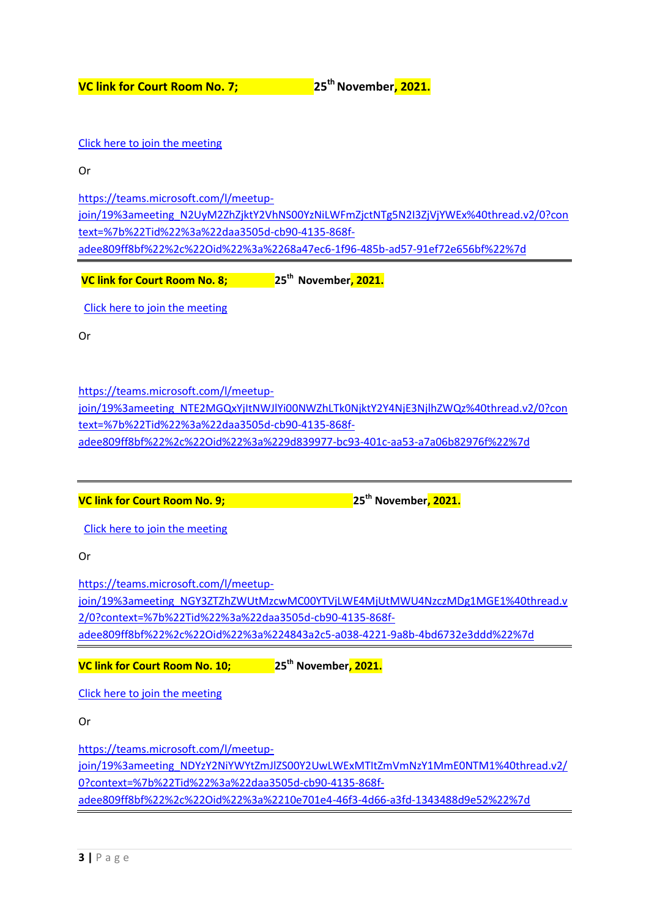**VC link for Court Room No. 7;** **25th November, 2021.**

Click here to join the meeting

Or

https://teams.microsoft.com/l/meetup-join/19%3ameeting_N2UyM2ZhZjktY2VhNS00YzNiLWFmZjctNTg5N2I3ZjVjYWEx%40thread.v2/0?context=%7b%22Tid%22%3a%22daa3505d-cb90-4135-868f-adee809ff8bf%22%2c%22Oid%22%3a%2268a47ec6-1f96-485b-ad57-91ef72e656bf%22%7d

---

**VC link for Court Room No. 8;** **25th November, 2021.**

Click here to join the meeting

Or

https://teams.microsoft.com/l/meetup-join/19%3ameeting_NTE2MGQxYjItNWJlYi00NWZhLTk0NjktY2Y4NjE3NjlhZWQz%40thread.v2/0?context=%7b%22Tid%22%3a%22daa3505d-cb90-4135-868f-adee809ff8bf%22%2c%22Oid%22%3a%229d839977-bc93-401c-aa53-a7a06b82976f%22%7d

---

**VC link for Court Room No. 9;** **25th November, 2021.**

Click here to join the meeting

Or

https://teams.microsoft.com/l/meetup-join/19%3ameeting_NGY3ZTZhZWUtMzcwMC00YTVjLWE4MjUtMWU4NzczMDg1MGE1%40thread.v2/0?context=%7b%22Tid%22%3a%22daa3505d-cb90-4135-868f-adee809ff8bf%22%2c%22Oid%22%3a%224843a2c5-a038-4221-9a8b-4bd6732e3ddd%22%7d

---

**VC link for Court Room No. 10;** **25th November, 2021.**

Click here to join the meeting

Or

https://teams.microsoft.com/l/meetup-join/19%3ameeting_NDYzY2NiYWYtZmJlZS00Y2UwLWExMTItZmVmNzY1MmE0NTM1%40thread.v2/0?context=%7b%22Tid%22%3a%22daa3505d-cb90-4135-868f-adee809ff8bf%22%2c%22Oid%22%3a%2210e701e4-46f3-4d66-a3fd-1343488d9e52%22%7d

---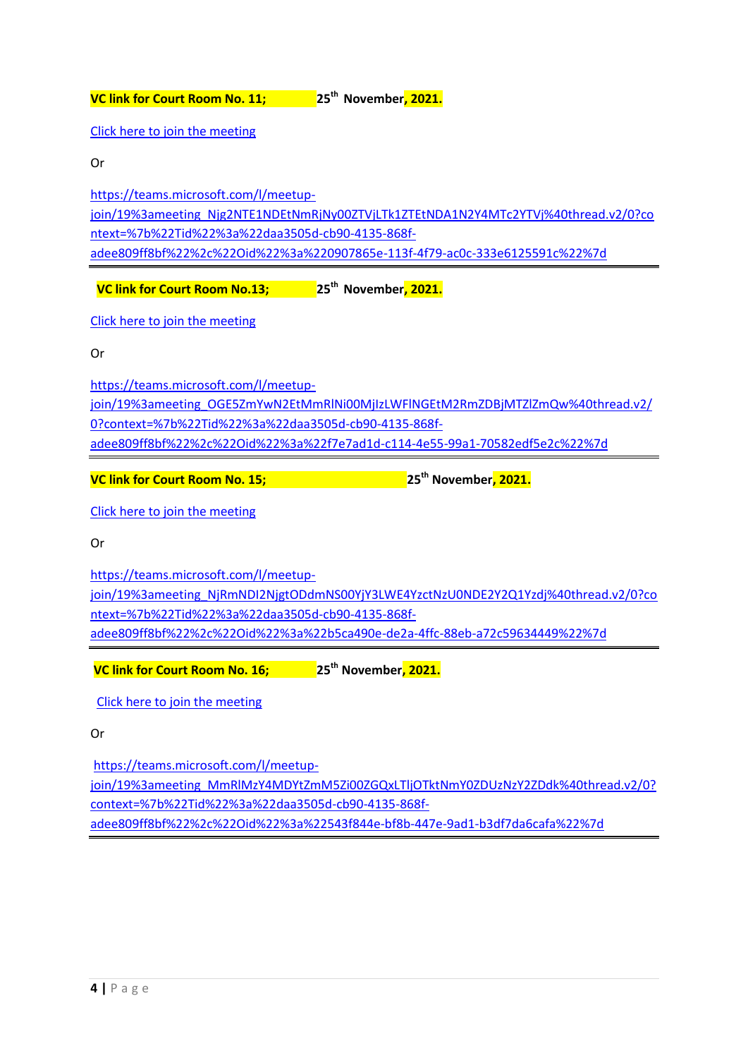**VC link for Court Room No. 11; 25th November, 2021.**

Click here to join the meeting

Or

https://teams.microsoft.com/l/meetup-join/19%3ameeting_Njg2NTE1NDEtNmRjNy00ZTVjLTk1ZTEtNDA1N2Y4MTc2YTVj%40thread.v2/0?context=%7b%22Tid%22%3a%22daa3505d-cb90-4135-868f-adee809ff8bf%22%2c%22Oid%22%3a%220907865e-113f-4f79-ac0c-333e6125591c%22%7d

---

**VC link for Court Room No.13; 25th November, 2021.**

Click here to join the meeting

Or

https://teams.microsoft.com/l/meetup-join/19%3ameeting_OGE5ZmYwN2EtMmRlNi00MjIzLWFlNGEtM2RmZDBjMTZlZmQw%40thread.v2/0?context=%7b%22Tid%22%3a%22daa3505d-cb90-4135-868f-adee809ff8bf%22%2c%22Oid%22%3a%22f7e7ad1d-c114-4e55-99a1-70582edf5e2c%22%7d

---

**VC link for Court Room No. 15; 25th November, 2021.**

Click here to join the meeting

Or

https://teams.microsoft.com/l/meetup-join/19%3ameeting_NjRmNDI2NjgtODdmNS00YjY3LWE4YzctNzU0NDE2Y2Q1Yzdj%40thread.v2/0?context=%7b%22Tid%22%3a%22daa3505d-cb90-4135-868f-adee809ff8bf%22%2c%22Oid%22%3a%22b5ca490e-de2a-4ffc-88eb-a72c59634449%22%7d

---

**VC link for Court Room No. 16; 25th November, 2021.**

Click here to join the meeting

Or

https://teams.microsoft.com/l/meetup-join/19%3ameeting_MmRlMzY4MDYtZmM5Zi00ZGQxLTljOTktNmY0ZDUzNzY2ZDdk%40thread.v2/0?context=%7b%22Tid%22%3a%22daa3505d-cb90-4135-868f-adee809ff8bf%22%2c%22Oid%22%3a%22543f844e-bf8b-447e-9ad1-b3df7da6cafa%22%7d

---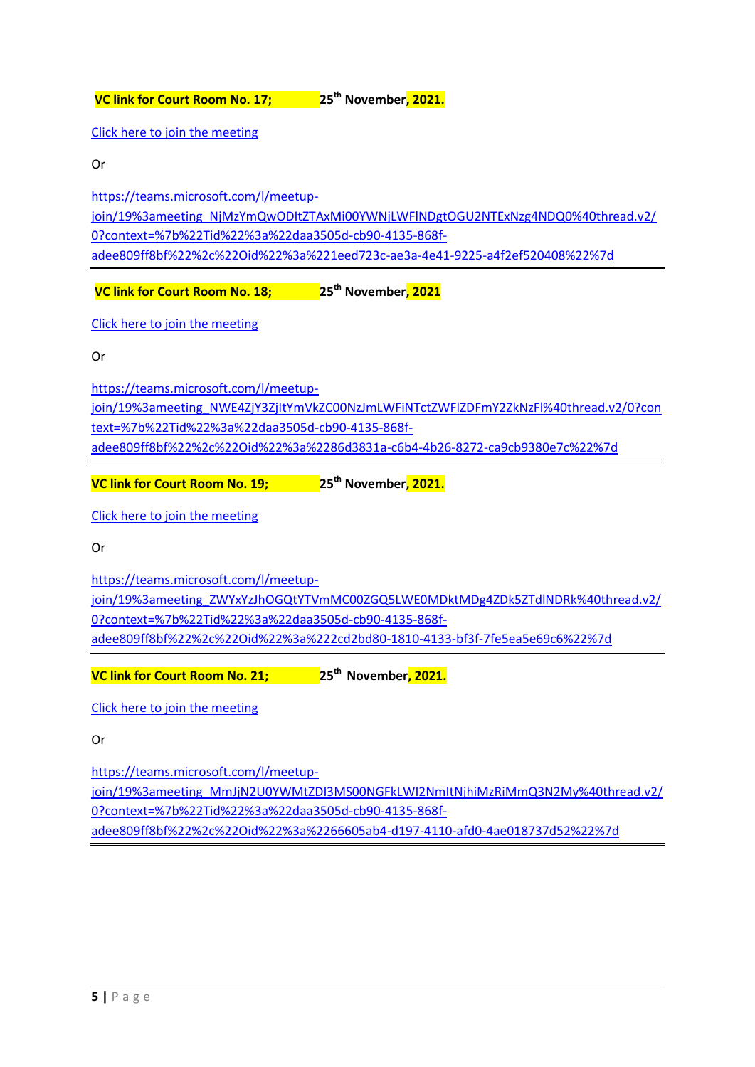**VC link for Court Room No. 17; 25th November, 2021.**

Click here to join the meeting

Or

https://teams.microsoft.com/l/meetup-join/19%3ameeting_NjMzYmQwODItZTAxMi00YWNjLWFlNDgtOGU2NTExNzg4NDQ0%40thread.v2/0?context=%7b%22Tid%22%3a%22daa3505d-cb90-4135-868f-adee809ff8bf%22%2c%22Oid%22%3a%221eed723c-ae3a-4e41-9225-a4f2ef520408%22%7d

---

**VC link for Court Room No. 18; 25th November, 2021**

Click here to join the meeting

Or

https://teams.microsoft.com/l/meetup-join/19%3ameeting_NWE4ZjY3ZjItYmVkZC00NzJmLWFiNTctZWFlZDFmY2ZkNzFl%40thread.v2/0?context=%7b%22Tid%22%3a%22daa3505d-cb90-4135-868f-adee809ff8bf%22%2c%22Oid%22%3a%2286d3831a-c6b4-4b26-8272-ca9cb9380e7c%22%7d

---

**VC link for Court Room No. 19; 25th November, 2021.**

Click here to join the meeting

Or

https://teams.microsoft.com/l/meetup-join/19%3ameeting_ZWYxYzJhOGQtYTVmMC00ZGQ5LWE0MDktMDg4ZDk5ZTdlNDRk%40thread.v2/0?context=%7b%22Tid%22%3a%22daa3505d-cb90-4135-868f-adee809ff8bf%22%2c%22Oid%22%3a%222cd2bd80-1810-4133-bf3f-7fe5ea5e69c6%22%7d

---

**VC link for Court Room No. 21; 25th November, 2021.**

Click here to join the meeting

Or

https://teams.microsoft.com/l/meetup-join/19%3ameeting_MmJjN2U0YWMtZDI3MS00NGFkLWI2NmItNjhiMzRiMmQ3N2My%40thread.v2/0?context=%7b%22Tid%22%3a%22daa3505d-cb90-4135-868f-adee809ff8bf%22%2c%22Oid%22%3a%2266605ab4-d197-4110-afd0-4ae018737d52%22%7d

---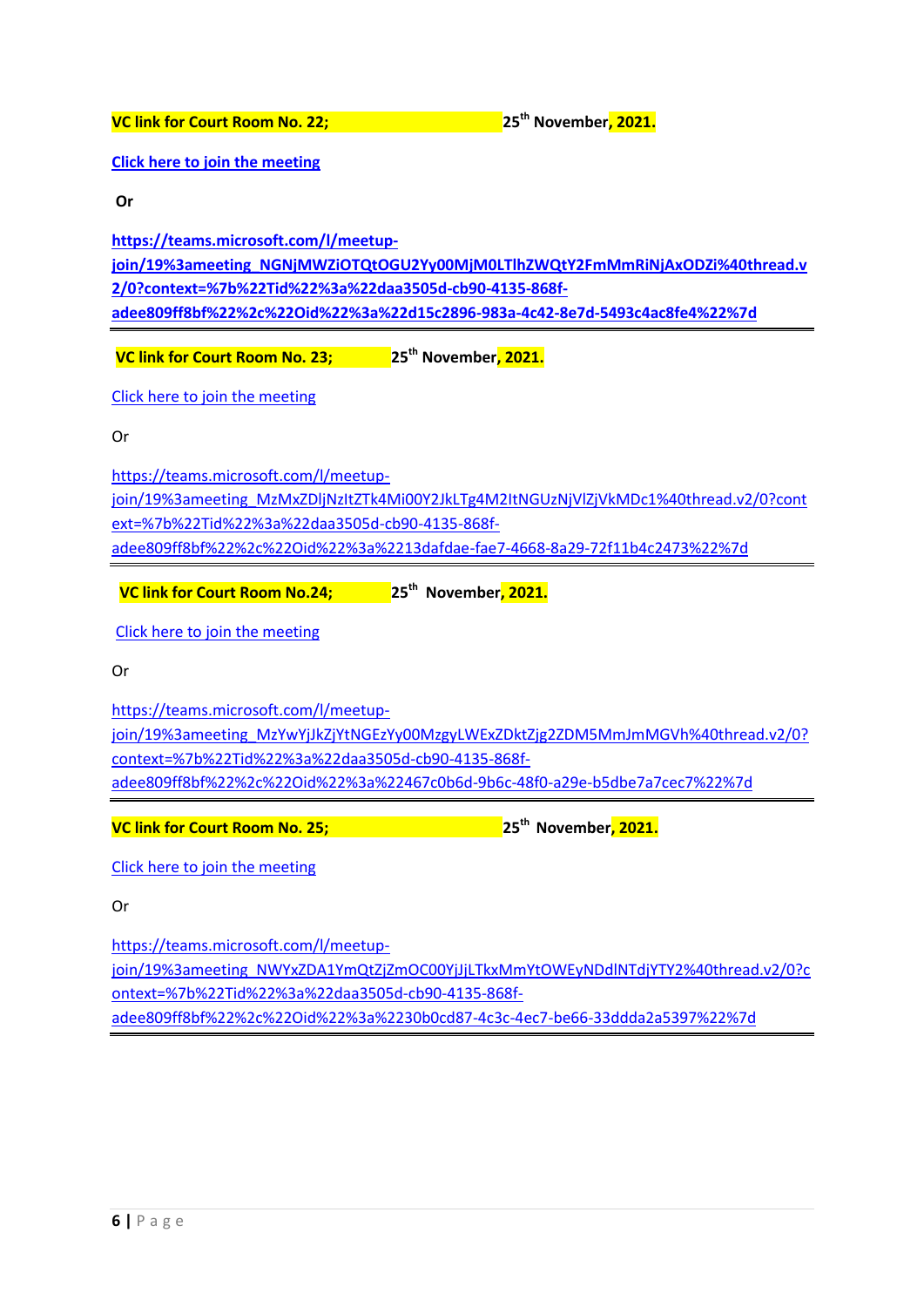**VC link for Court Room No. 22;** **25th November, 2021.**

**Click here to join the meeting**

**Or**

**https://teams.microsoft.com/l/meetup-join/19%3ameeting_NGNjMWZiOTQtOGU2Yy00MjM0LTlhZWQtY2FmMmRiNjAxODZi%40thread.v2/0?context=%7b%22Tid%22%3a%22daa3505d-cb90-4135-868f-adee809ff8bf%22%2c%22Oid%22%3a%22d15c2896-983a-4c42-8e7d-5493c4ac8fe4%22%7d**

---

**VC link for Court Room No. 23;** **25th November, 2021.**

Click here to join the meeting

Or

https://teams.microsoft.com/l/meetup-join/19%3ameeting_MzMxZDljNzItZTk4Mi00Y2JkLTg4M2ItNGUzNjVlZjVkMDc1%40thread.v2/0?context=%7b%22Tid%22%3a%22daa3505d-cb90-4135-868f-adee809ff8bf%22%2c%22Oid%22%3a%2213dafdae-fae7-4668-8a29-72f11b4c2473%22%7d

---

**VC link for Court Room No.24;** **25th November, 2021.**

Click here to join the meeting

Or

https://teams.microsoft.com/l/meetup-join/19%3ameeting_MzYwYjJkZjYtNGEzYy00MzgyLWExZDktZjg2ZDM5MmJmMGVh%40thread.v2/0?context=%7b%22Tid%22%3a%22daa3505d-cb90-4135-868f-adee809ff8bf%22%2c%22Oid%22%3a%22467c0b6d-9b6c-48f0-a29e-b5dbe7a7cec7%22%7d

---

**VC link for Court Room No. 25;** **25th November, 2021.**

Click here to join the meeting

Or

https://teams.microsoft.com/l/meetup-join/19%3ameeting_NWYxZDA1YmQtZjZmOC00YjJjLTkxMmYtOWEyNDdlNTdjYTY2%40thread.v2/0?context=%7b%22Tid%22%3a%22daa3505d-cb90-4135-868f-adee809ff8bf%22%2c%22Oid%22%3a%2230b0cd87-4c3c-4ec7-be66-33ddda2a5397%22%7d

---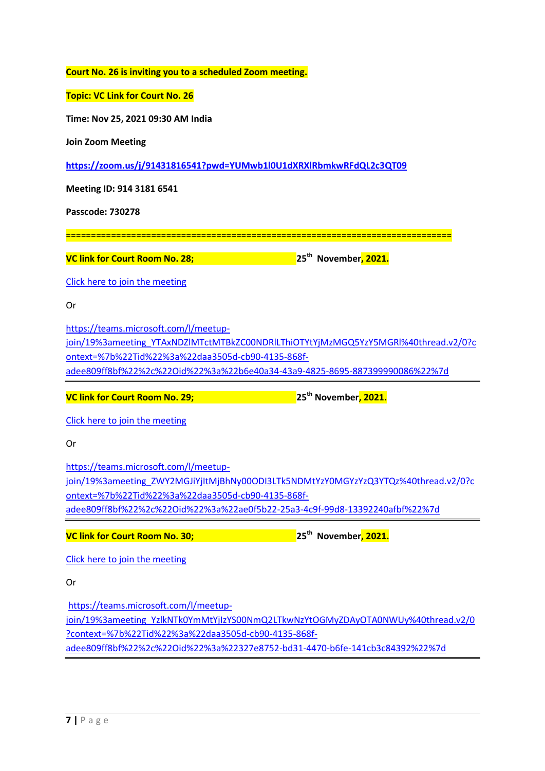**Court No. 26 is inviting you to a scheduled Zoom meeting.**

**Topic: VC Link for Court No. 26**

**Time: Nov 25, 2021 09:30 AM India**

**Join Zoom Meeting**

**https://zoom.us/j/91431816541?pwd=YUMwb1l0U1dXRXlRbmkwRFdQL2c3QT09**

**Meeting ID: 914 3181 6541**

**Passcode: 730278**

**==============================================================================**

**VC link for Court Room No. 28; 25th November, 2021.**

Click here to join the meeting

Or

https://teams.microsoft.com/l/meetup-join/19%3ameeting_YTAxNDZlMTctMTBkZC00NDRlLThiOTYtYjMzMGQ5YzY5MGRl%40thread.v2/0?context=%7b%22Tid%22%3a%22daa3505d-cb90-4135-868f-adee809ff8bf%22%2c%22Oid%22%3a%22b6e40a34-43a9-4825-8695-887399990086%22%7d

---

**VC link for Court Room No. 29; 25th November, 2021.**

Click here to join the meeting

Or

https://teams.microsoft.com/l/meetup-join/19%3ameeting_ZWY2MGJiYjItMjBhNy00ODI3LTk5NDMtYzY0MGYzYzQ3YTQz%40thread.v2/0?context=%7b%22Tid%22%3a%22daa3505d-cb90-4135-868f-adee809ff8bf%22%2c%22Oid%22%3a%22ae0f5b22-25a3-4c9f-99d8-13392240afbf%22%7d

---

**VC link for Court Room No. 30; 25th November, 2021.**

Click here to join the meeting

Or

https://teams.microsoft.com/l/meetup-join/19%3ameeting_YzlkNTk0YmMtYjlzYS00NmQ2LTkwNzYtOGMyZDAyOTA0NWUy%40thread.v2/0?context=%7b%22Tid%22%3a%22daa3505d-cb90-4135-868f-adee809ff8bf%22%2c%22Oid%22%3a%22327e8752-bd31-4470-b6fe-141cb3c84392%22%7d

---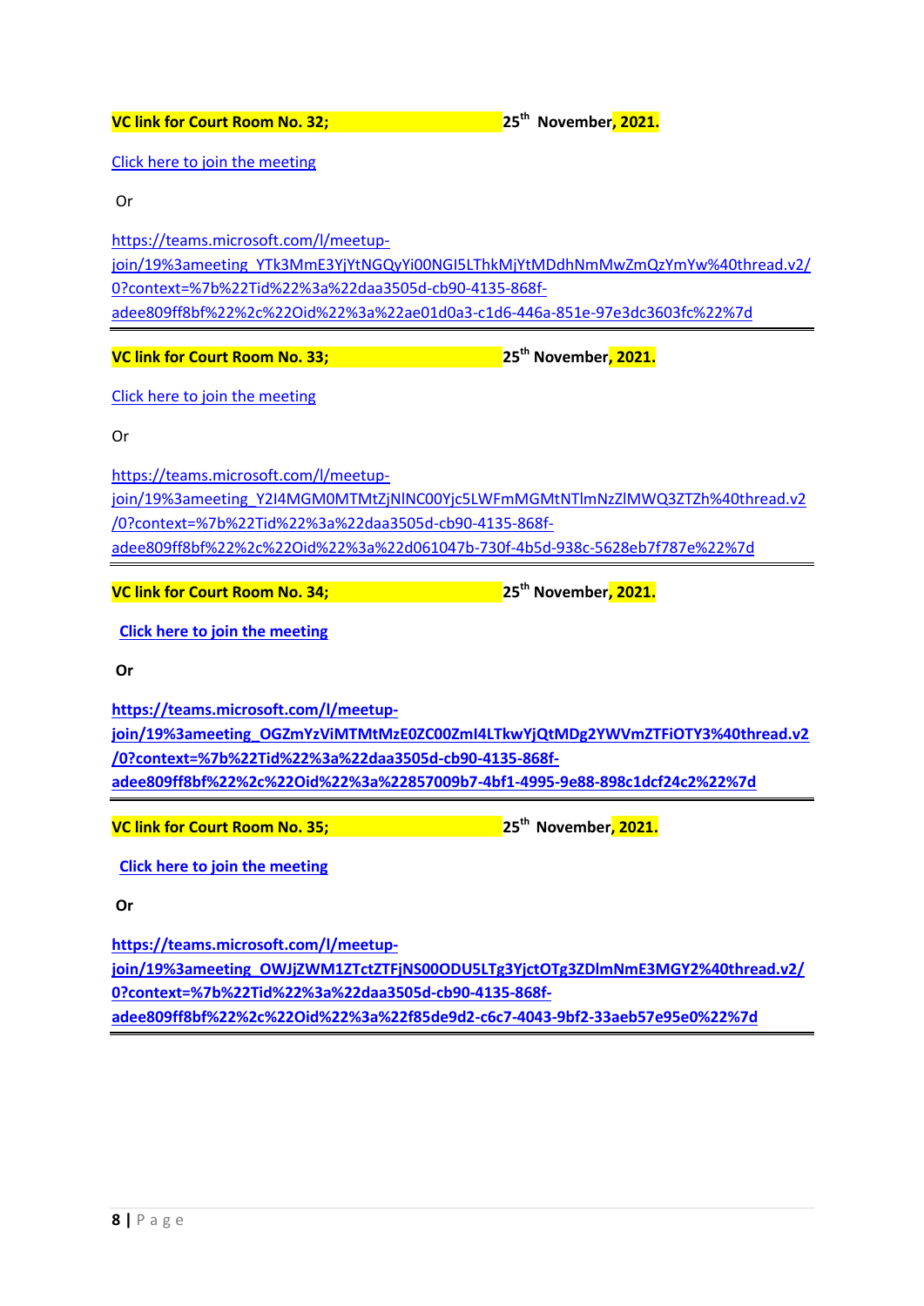**VC link for Court Room No. 32;** **25th November, 2021.**

Click here to join the meeting

Or

https://teams.microsoft.com/l/meetup-join/19%3ameeting_YTk3MmE3YjYtNGQyYi00NGI5LThkMjYtMDdhNmMwZmQzYmYw%40thread.v2/0?context=%7b%22Tid%22%3a%22daa3505d-cb90-4135-868f-adee809ff8bf%22%2c%22Oid%22%3a%22ae01d0a3-c1d6-446a-851e-97e3dc3603fc%22%7d

---

**VC link for Court Room No. 33;** **25th November, 2021.**

Click here to join the meeting

Or

https://teams.microsoft.com/l/meetup-join/19%3ameeting_Y2I4MGM0MTMtZjNlNC00Yjc5LWFmMGMtNTlmNzZlMWQ3ZTZh%40thread.v2/0?context=%7b%22Tid%22%3a%22daa3505d-cb90-4135-868f-adee809ff8bf%22%2c%22Oid%22%3a%22d061047b-730f-4b5d-938c-5628eb7f787e%22%7d

---

**VC link for Court Room No. 34;** **25th November, 2021.**

**Click here to join the meeting**

**Or**

**https://teams.microsoft.com/l/meetup-join/19%3ameeting_OGZmYzViMTMtMzE0ZC00ZmI4LTkwYjQtMDg2YWVmZTFiOTY3%40thread.v2/0?context=%7b%22Tid%22%3a%22daa3505d-cb90-4135-868f-adee809ff8bf%22%2c%22Oid%22%3a%22857009b7-4bf1-4995-9e88-898c1dcf24c2%22%7d**

---

**VC link for Court Room No. 35;** **25th November, 2021.**

**Click here to join the meeting**

**Or**

**https://teams.microsoft.com/l/meetup-join/19%3ameeting_OWJjZWM1ZTctZTFjNS00ODU5LTg3YjctOTg3ZDlmNmE3MGY2%40thread.v2/0?context=%7b%22Tid%22%3a%22daa3505d-cb90-4135-868f-adee809ff8bf%22%2c%22Oid%22%3a%22f85de9d2-c6c7-4043-9bf2-33aeb57e95e0%22%7d**

---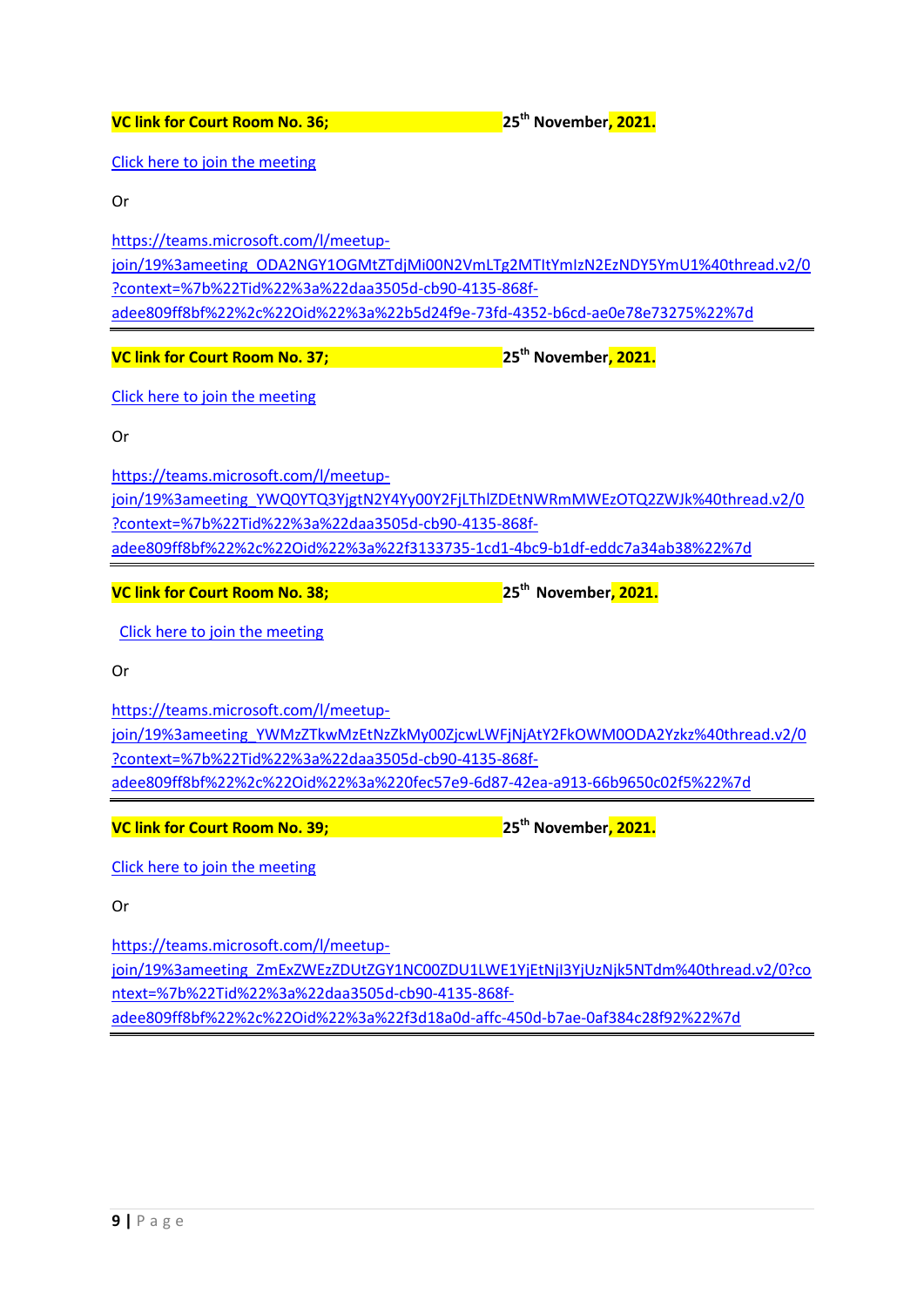**VC link for Court Room No. 36;** **25th November, 2021.**

Click here to join the meeting

Or

https://teams.microsoft.com/l/meetup-join/19%3ameeting_ODA2NGY1OGMtZTdjMi00N2VmLTg2MTItYmIzN2EzNDY5YmU1%40thread.v2/0?context=%7b%22Tid%22%3a%22daa3505d-cb90-4135-868f-adee809ff8bf%22%2c%22Oid%22%3a%22b5d24f9e-73fd-4352-b6cd-ae0e78e73275%22%7d

---

**VC link for Court Room No. 37;** **25th November, 2021.**

Click here to join the meeting

Or

https://teams.microsoft.com/l/meetup-join/19%3ameeting_YWQ0YTQ3YjgtN2Y4Yy00Y2FjLThlZDEtNWRmMWEzOTQ2ZWJk%40thread.v2/0?context=%7b%22Tid%22%3a%22daa3505d-cb90-4135-868f-adee809ff8bf%22%2c%22Oid%22%3a%22f3133735-1cd1-4bc9-b1df-eddc7a34ab38%22%7d

---

**VC link for Court Room No. 38;** **25th November, 2021.**

Click here to join the meeting

Or

https://teams.microsoft.com/l/meetup-join/19%3ameeting_YWMzZTkwMzEtNzZkMy00ZjcwLWFjNjAtY2FkOWM0ODA2Yzkz%40thread.v2/0?context=%7b%22Tid%22%3a%22daa3505d-cb90-4135-868f-adee809ff8bf%22%2c%22Oid%22%3a%220fec57e9-6d87-42ea-a913-66b9650c02f5%22%7d

---

**VC link for Court Room No. 39;** **25th November, 2021.**

Click here to join the meeting

Or

https://teams.microsoft.com/l/meetup-join/19%3ameeting_ZmExZWEzZDUtZGY1NC00ZDU1LWE1YjEtNjI3YjUzNjk5NTdm%40thread.v2/0?context=%7b%22Tid%22%3a%22daa3505d-cb90-4135-868f-adee809ff8bf%22%2c%22Oid%22%3a%22f3d18a0d-affc-450d-b7ae-0af384c28f92%22%7d

---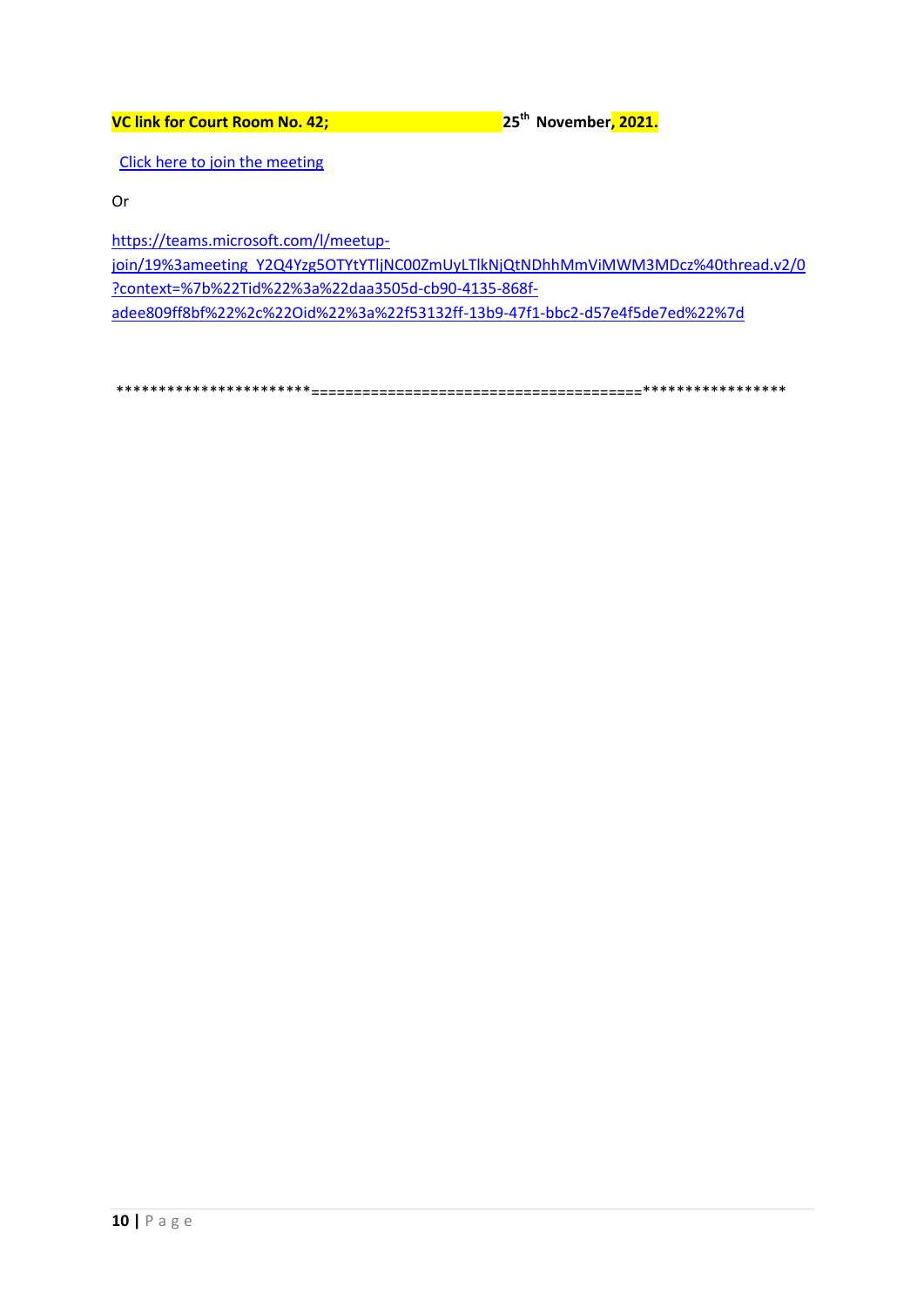**VC link for Court Room No. 42;** **25th November, 2021.**

[Click here to join the meeting]

Or

https://teams.microsoft.com/l/meetup-join/19%3ameeting_Y2Q4Yzg5OTYtYTljNC00ZmUyLTlkNjQtNDhhMmViMWM3MDcz%40thread.v2/0?context=%7b%22Tid%22%3a%22daa3505d-cb90-4135-868f-adee809ff8bf%22%2c%22Oid%22%3a%22f53132ff-13b9-47f1-bbc2-d57e4f5de7ed%22%7d

**********************======================================*****************